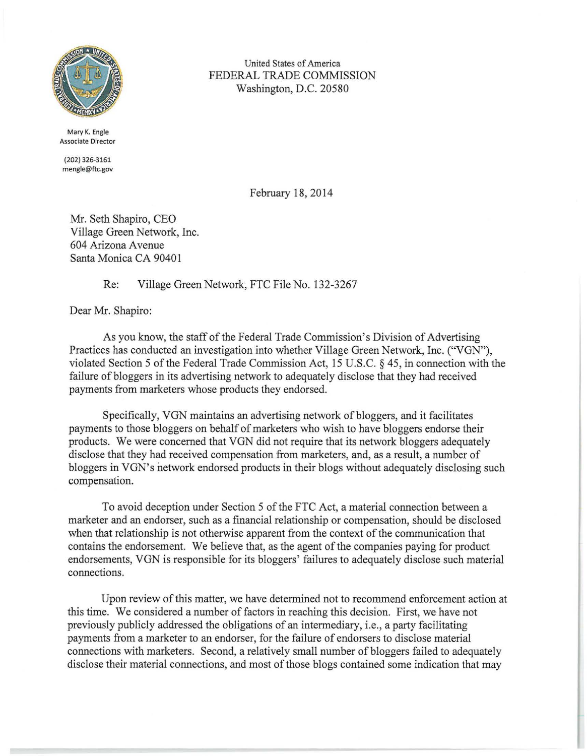United States of America
FEDERAL TRADE COMMISSION
Washington, D.C. 20580

Mary K. Engle
Associate Director

(202) 326-3161
mengle@ftc.gov

February 18, 2014

Mr. Seth Shapiro, CEO
Village Green Network, Inc.
604 Arizona Avenue
Santa Monica CA 90401

Re: Village Green Network, FTC File No. 132-3267

Dear Mr. Shapiro:

As you know, the staff of the Federal Trade Commission's Division of Advertising Practices has conducted an investigation into whether Village Green Network, Inc. ("VGN"), violated Section 5 of the Federal Trade Commission Act, 15 U.S.C. § 45, in connection with the failure of bloggers in its advertising network to adequately disclose that they had received payments from marketers whose products they endorsed.

Specifically, VGN maintains an advertising network of bloggers, and it facilitates payments to those bloggers on behalf of marketers who wish to have bloggers endorse their products. We were concerned that VGN did not require that its network bloggers adequately disclose that they had received compensation from marketers, and, as a result, a number of bloggers in VGN's network endorsed products in their blogs without adequately disclosing such compensation.

To avoid deception under Section 5 of the FTC Act, a material connection between a marketer and an endorser, such as a financial relationship or compensation, should be disclosed when that relationship is not otherwise apparent from the context of the communication that contains the endorsement. We believe that, as the agent of the companies paying for product endorsements, VGN is responsible for its bloggers' failures to adequately disclose such material connections.

Upon review of this matter, we have determined not to recommend enforcement action at this time. We considered a number of factors in reaching this decision. First, we have not previously publicly addressed the obligations of an intermediary, i.e., a party facilitating payments from a marketer to an endorser, for the failure of endorsers to disclose material connections with marketers. Second, a relatively small number of bloggers failed to adequately disclose their material connections, and most of those blogs contained some indication that may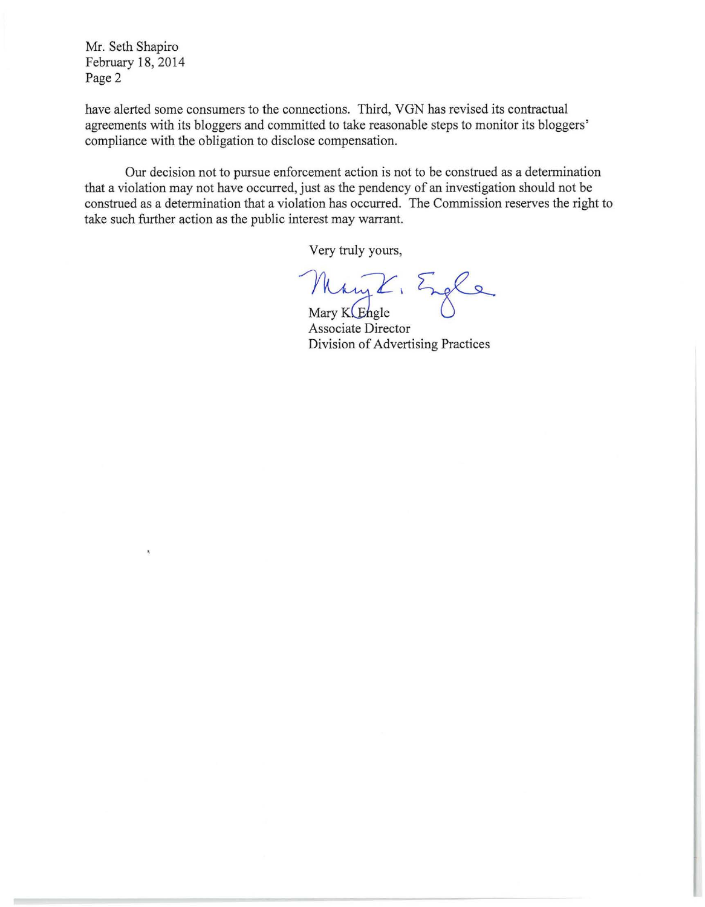Mr. Seth Shapiro
February 18, 2014
Page 2

have alerted some consumers to the connections. Third, VGN has revised its contractual agreements with its bloggers and committed to take reasonable steps to monitor its bloggers' compliance with the obligation to disclose compensation.

Our decision not to pursue enforcement action is not to be construed as a determination that a violation may not have occurred, just as the pendency of an investigation should not be construed as a determination that a violation has occurred. The Commission reserves the right to take such further action as the public interest may warrant.

Very truly yours,

Mary K. Engle
Associate Director
Division of Advertising Practices